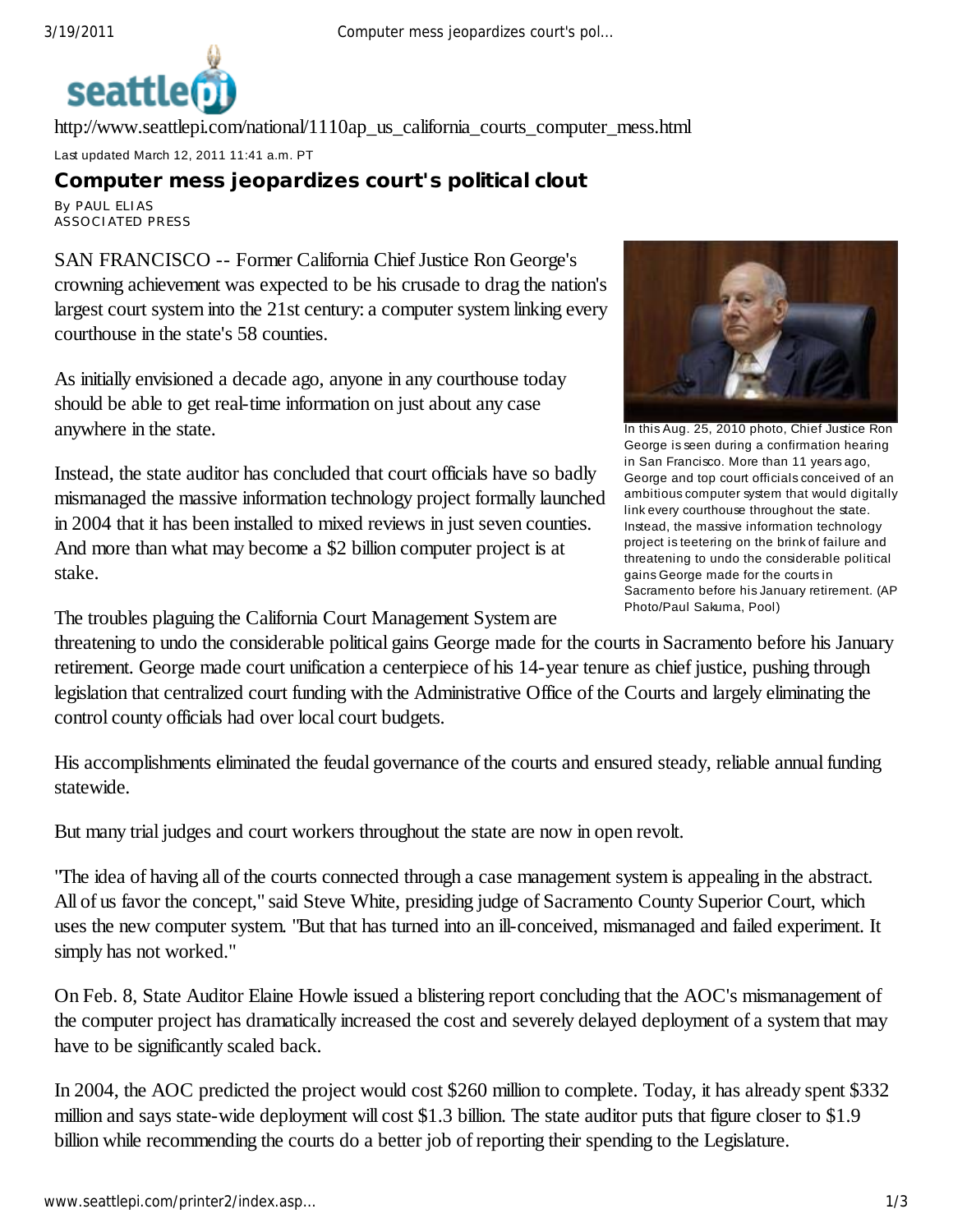http://www.seattlepi.com/national/1110ap_us_california_courts_computer_mess.html

Last updated March 12, 2011 11:41 a.m. PT

# Computer mess jeopardizes court's political clout

By PAUL ELIAS
ASSOCIATED PRESS

SAN FRANCISCO -- Former California Chief Justice Ron George's crowning achievement was expected to be his crusade to drag the nation's largest court system into the 21st century: a computer system linking every courthouse in the state's 58 counties.

As initially envisioned a decade ago, anyone in any courthouse today should be able to get real-time information on just about any case anywhere in the state.

Instead, the state auditor has concluded that court officials have so badly mismanaged the massive information technology project formally launched in 2004 that it has been installed to mixed reviews in just seven counties. And more than what may become a $2 billion computer project is at stake.

In this Aug. 25, 2010 photo, Chief Justice Ron George is seen during a confirmation hearing in San Francisco. More than 11 years ago, George and top court officials conceived of an ambitious computer system that would digitally link every courthouse throughout the state. Instead, the massive information technology project is teetering on the brink of failure and threatening to undo the considerable political gains George made for the courts in Sacramento before his January retirement. (AP Photo/Paul Sakuma, Pool)

The troubles plaguing the California Court Management System are threatening to undo the considerable political gains George made for the courts in Sacramento before his January retirement. George made court unification a centerpiece of his 14-year tenure as chief justice, pushing through legislation that centralized court funding with the Administrative Office of the Courts and largely eliminating the control county officials had over local court budgets.

His accomplishments eliminated the feudal governance of the courts and ensured steady, reliable annual funding statewide.

But many trial judges and court workers throughout the state are now in open revolt.

"The idea of having all of the courts connected through a case management system is appealing in the abstract. All of us favor the concept," said Steve White, presiding judge of Sacramento County Superior Court, which uses the new computer system. "But that has turned into an ill-conceived, mismanaged and failed experiment. It simply has not worked."

On Feb. 8, State Auditor Elaine Howle issued a blistering report concluding that the AOC's mismanagement of the computer project has dramatically increased the cost and severely delayed deployment of a system that may have to be significantly scaled back.

In 2004, the AOC predicted the project would cost $260 million to complete. Today, it has already spent $332 million and says state-wide deployment will cost $1.3 billion. The state auditor puts that figure closer to $1.9 billion while recommending the courts do a better job of reporting their spending to the Legislature.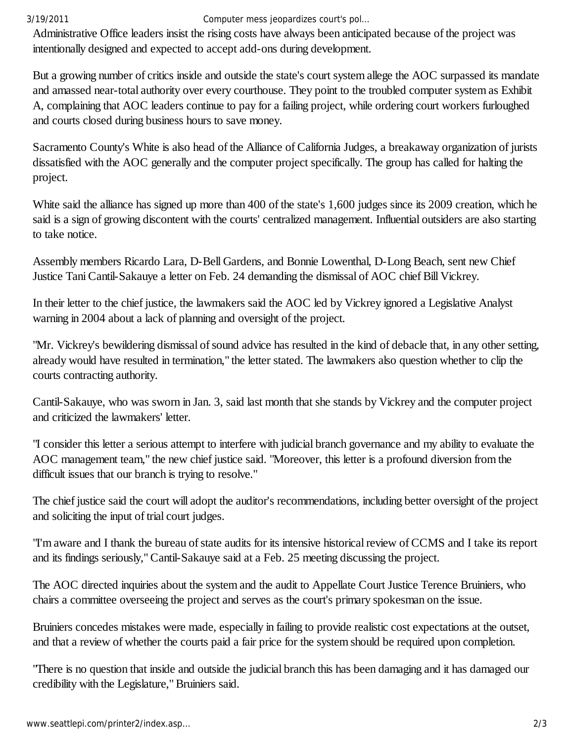Administrative Office leaders insist the rising costs have always been anticipated because of the project was intentionally designed and expected to accept add-ons during development.

But a growing number of critics inside and outside the state's court system allege the AOC surpassed its mandate and amassed near-total authority over every courthouse. They point to the troubled computer system as Exhibit A, complaining that AOC leaders continue to pay for a failing project, while ordering court workers furloughed and courts closed during business hours to save money.

Sacramento County's White is also head of the Alliance of California Judges, a breakaway organization of jurists dissatisfied with the AOC generally and the computer project specifically. The group has called for halting the project.

White said the alliance has signed up more than 400 of the state's 1,600 judges since its 2009 creation, which he said is a sign of growing discontent with the courts' centralized management. Influential outsiders are also starting to take notice.

Assembly members Ricardo Lara, D-Bell Gardens, and Bonnie Lowenthal, D-Long Beach, sent new Chief Justice Tani Cantil-Sakauye a letter on Feb. 24 demanding the dismissal of AOC chief Bill Vickrey.

In their letter to the chief justice, the lawmakers said the AOC led by Vickrey ignored a Legislative Analyst warning in 2004 about a lack of planning and oversight of the project.

"Mr. Vickrey's bewildering dismissal of sound advice has resulted in the kind of debacle that, in any other setting, already would have resulted in termination," the letter stated. The lawmakers also question whether to clip the courts contracting authority.

Cantil-Sakauye, who was sworn in Jan. 3, said last month that she stands by Vickrey and the computer project and criticized the lawmakers' letter.

"I consider this letter a serious attempt to interfere with judicial branch governance and my ability to evaluate the AOC management team," the new chief justice said. "Moreover, this letter is a profound diversion from the difficult issues that our branch is trying to resolve."

The chief justice said the court will adopt the auditor's recommendations, including better oversight of the project and soliciting the input of trial court judges.

"I'm aware and I thank the bureau of state audits for its intensive historical review of CCMS and I take its report and its findings seriously," Cantil-Sakauye said at a Feb. 25 meeting discussing the project.

The AOC directed inquiries about the system and the audit to Appellate Court Justice Terence Bruiniers, who chairs a committee overseeing the project and serves as the court's primary spokesman on the issue.

Bruiniers concedes mistakes were made, especially in failing to provide realistic cost expectations at the outset, and that a review of whether the courts paid a fair price for the system should be required upon completion.

"There is no question that inside and outside the judicial branch this has been damaging and it has damaged our credibility with the Legislature," Bruiniers said.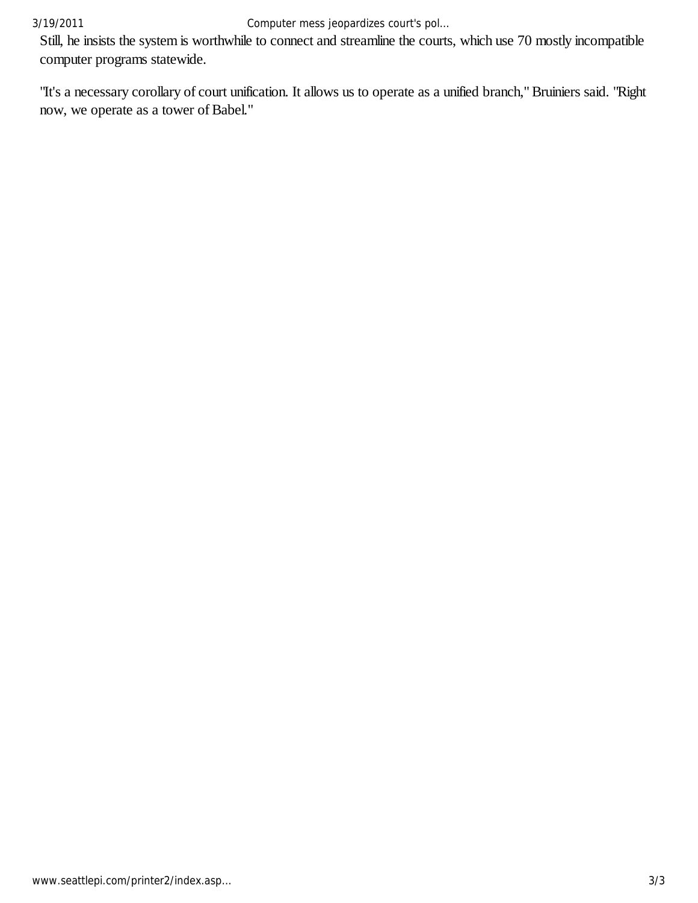Still, he insists the system is worthwhile to connect and streamline the courts, which use 70 mostly incompatible computer programs statewide.

"It's a necessary corollary of court unification. It allows us to operate as a unified branch," Bruiniers said. "Right now, we operate as a tower of Babel."